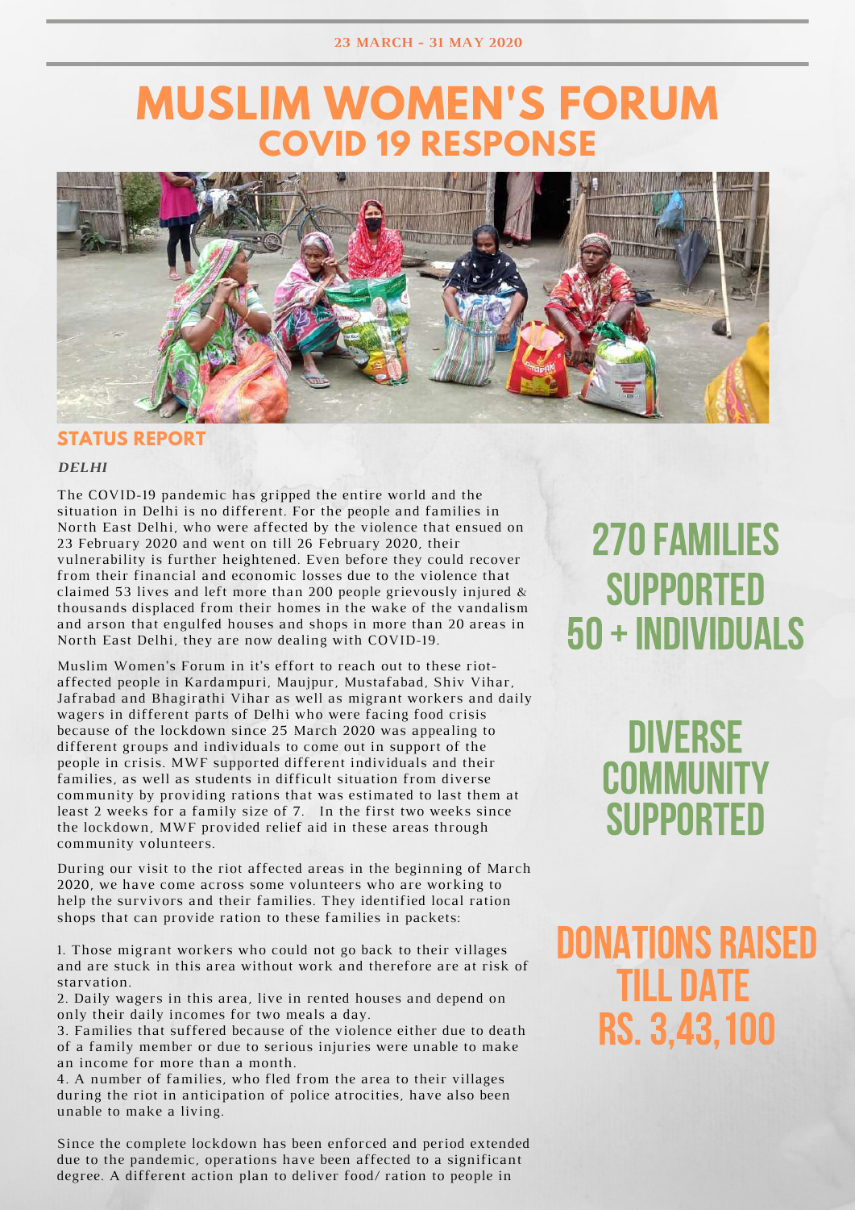23 MARCH - 31 MAY 2020

# MUSLIM WOMEN'S FORUM
## COVID 19 RESPONSE

### STATUS REPORT

*DELHI*

The COVID-19 pandemic has gripped the entire world and the situation in Delhi is no different. For the people and families in North East Delhi, who were affected by the violence that ensued on 23 February 2020 and went on till 26 February 2020, their vulnerability is further heightened. Even before they could recover from their financial and economic losses due to the violence that claimed 53 lives and left more than 200 people grievously injured & thousands displaced from their homes in the wake of the vandalism and arson that engulfed houses and shops in more than 20 areas in North East Delhi, they are now dealing with COVID-19.

Muslim Women's Forum in it's effort to reach out to these riot-affected people in Kardampuri, Maujpur, Mustafabad, Shiv Vihar, Jafrabad and Bhagirathi Vihar as well as migrant workers and daily wagers in different parts of Delhi who were facing food crisis because of the lockdown since 25 March 2020 was appealing to different groups and individuals to come out in support of the people in crisis. MWF supported different individuals and their families, as well as students in difficult situation from diverse community by providing rations that was estimated to last them at least 2 weeks for a family size of 7. In the first two weeks since the lockdown, MWF provided relief aid in these areas through community volunteers.

During our visit to the riot affected areas in the beginning of March 2020, we have come across some volunteers who are working to help the survivors and their families. They identified local ration shops that can provide ration to these families in packets:

1. Those migrant workers who could not go back to their villages and are stuck in this area without work and therefore are at risk of starvation.
2. Daily wagers in this area, live in rented houses and depend on only their daily incomes for two meals a day.
3. Families that suffered because of the violence either due to death of a family member or due to serious injuries were unable to make an income for more than a month.
4. A number of families, who fled from the area to their villages during the riot in anticipation of police atrocities, have also been unable to make a living.

Since the complete lockdown has been enforced and period extended due to the pandemic, operations have been affected to a significant degree. A different action plan to deliver food/ ration to people in

**270 FAMILIES SUPPORTED**
**50 + INDIVIDUALS**

**DIVERSE COMMUNITY SUPPORTED**

**DONATIONS RAISED TILL DATE RS. 3,43,100**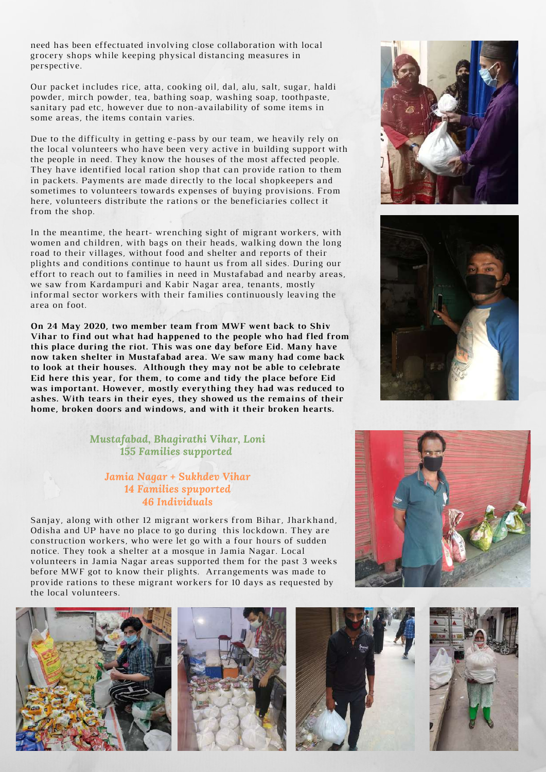need has been effectuated involving close collaboration with local grocery shops while keeping physical distancing measures in perspective.

Our packet includes rice, atta, cooking oil, dal, alu, salt, sugar, haldi powder, mirch powder, tea, bathing soap, washing soap, toothpaste, sanitary pad etc, however due to non-availability of some items in some areas, the items contain varies.

Due to the difficulty in getting e-pass by our team, we heavily rely on the local volunteers who have been very active in building support with the people in need. They know the houses of the most affected people. They have identified local ration shop that can provide ration to them in packets. Payments are made directly to the local shopkeepers and sometimes to volunteers towards expenses of buying provisions. From here, volunteers distribute the rations or the beneficiaries collect it from the shop.

In the meantime, the heart- wrenching sight of migrant workers, with women and children, with bags on their heads, walking down the long road to their villages, without food and shelter and reports of their plights and conditions continue to haunt us from all sides. During our effort to reach out to families in need in Mustafabad and nearby areas, we saw from Kardampuri and Kabir Nagar area, tenants, mostly informal sector workers with their families continuously leaving the area on foot.

**On 24 May 2020, two member team from MWF went back to Shiv Vihar to find out what had happened to the people who had fled from this place during the riot. This was one day before Eid. Many have now taken shelter in Mustafabad area. We saw many had come back to look at their houses. Although they may not be able to celebrate Eid here this year, for them, to come and tidy the place before Eid was important. However, mostly everything they had was reduced to ashes. With tears in their eyes, they showed us the remains of their home, broken doors and windows, and with it their broken hearts.**

*Mustafabad, Bhagirathi Vihar, Loni*
*155 Families supported*

*Jamia Nagar + Sukhdev Vihar*
*14 Families spuported*
*46 Individuals*

Sanjay, along with other 12 migrant workers from Bihar, Jharkhand, Odisha and UP have no place to go during this lockdown. They are construction workers, who were let go with a four hours of sudden notice. They took a shelter at a mosque in Jamia Nagar. Local volunteers in Jamia Nagar areas supported them for the past 3 weeks before MWF got to know their plights. Arrangements was made to provide rations to these migrant workers for 10 days as requested by the local volunteers.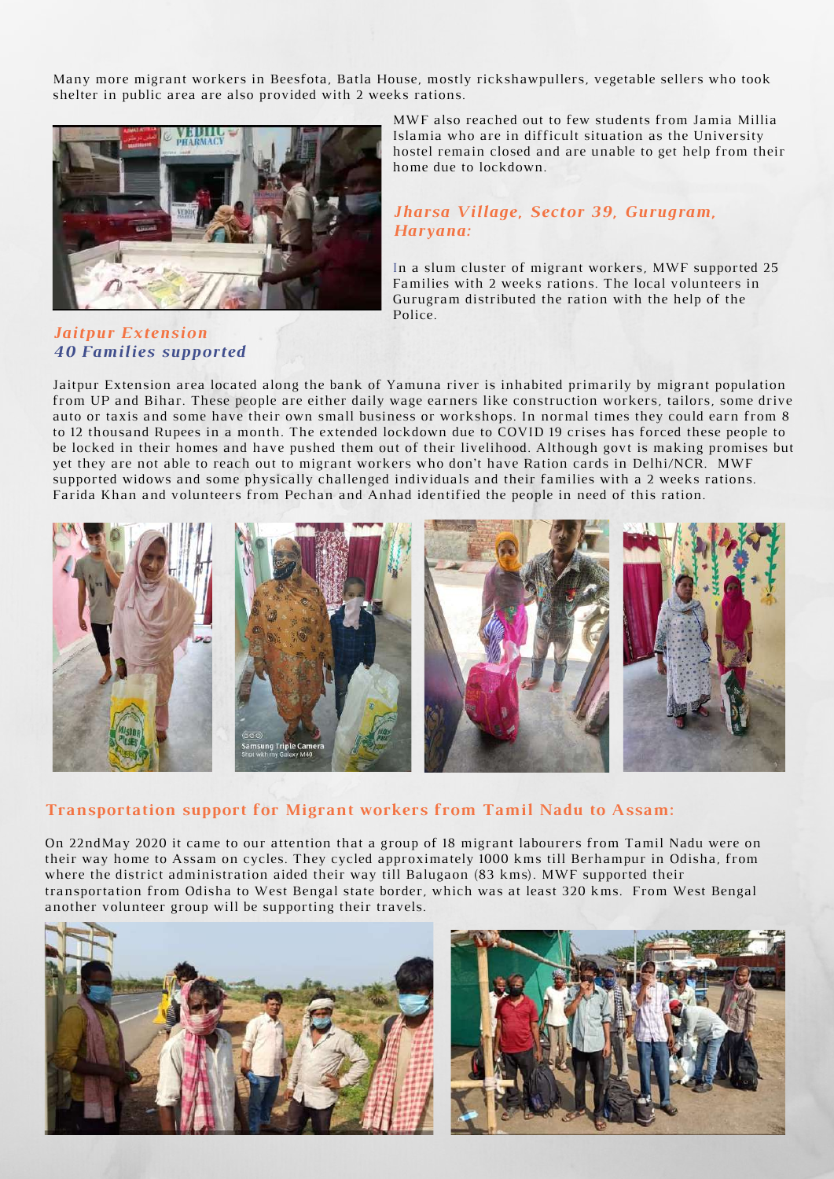Many more migrant workers in Beesfota, Batla House, mostly rickshawpullers, vegetable sellers who took shelter in public area are also provided with 2 weeks rations.

MWF also reached out to few students from Jamia Millia Islamia who are in difficult situation as the University hostel remain closed and are unable to get help from their home due to lockdown.

### *Jharsa Village, Sector 39, Gurugram, Haryana:*

In a slum cluster of migrant workers, MWF supported 25 Families with 2 weeks rations. The local volunteers in Gurugram distributed the ration with the help of the Police.

### *Jaitpur Extension*
### *40 Families supported*

Jaitpur Extension area located along the bank of Yamuna river is inhabited primarily by migrant population from UP and Bihar. These people are either daily wage earners like construction workers, tailors, some drive auto or taxis and some have their own small business or workshops. In normal times they could earn from 8 to 12 thousand Rupees in a month. The extended lockdown due to COVID 19 crises has forced these people to be locked in their homes and have pushed them out of their livelihood. Although govt is making promises but yet they are not able to reach out to migrant workers who don't have Ration cards in Delhi/NCR. MWF supported widows and some physically challenged individuals and their families with a 2 weeks rations. Farida Khan and volunteers from Pechan and Anhad identified the people in need of this ration.

## Transportation support for Migrant workers from Tamil Nadu to Assam:

On 22ndMay 2020 it came to our attention that a group of 18 migrant labourers from Tamil Nadu were on their way home to Assam on cycles. They cycled approximately 1000 kms till Berhampur in Odisha, from where the district administration aided their way till Balugaon (83 kms). MWF supported their transportation from Odisha to West Bengal state border, which was at least 320 kms. From West Bengal another volunteer group will be supporting their travels.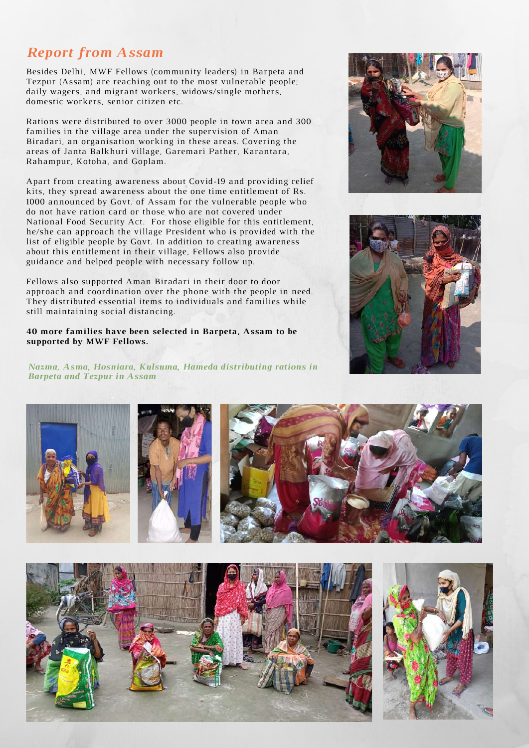## *Report from Assam*

Besides Delhi, MWF Fellows (community leaders) in Barpeta and Tezpur (Assam) are reaching out to the most vulnerable people; daily wagers, and migrant workers, widows/single mothers, domestic workers, senior citizen etc.

Rations were distributed to over 3000 people in town area and 300 families in the village area under the supervision of Aman Biradari, an organisation working in these areas. Covering the areas of Janta Balkhuri village, Garemari Pather, Karantara, Rahampur, Kotoha, and Goplam.

Apart from creating awareness about Covid-19 and providing relief kits, they spread awareness about the one time entitlement of Rs. 1000 announced by Govt. of Assam for the vulnerable people who do not have ration card or those who are not covered under National Food Security Act. For those eligible for this entitlement, he/she can approach the village President who is provided with the list of eligible people by Govt. In addition to creating awareness about this entitlement in their village, Fellows also provide guidance and helped people with necessary follow up.

Fellows also supported Aman Biradari in their door to door approach and coordination over the phone with the people in need. They distributed essential items to individuals and families while still maintaining social distancing.

**40 more families have been selected in Barpeta, Assam to be supported by MWF Fellows.**

*Nazma, Asma, Hosniara, Kulsuma, Hameda distributing rations in Barpeta and Tezpur in Assam*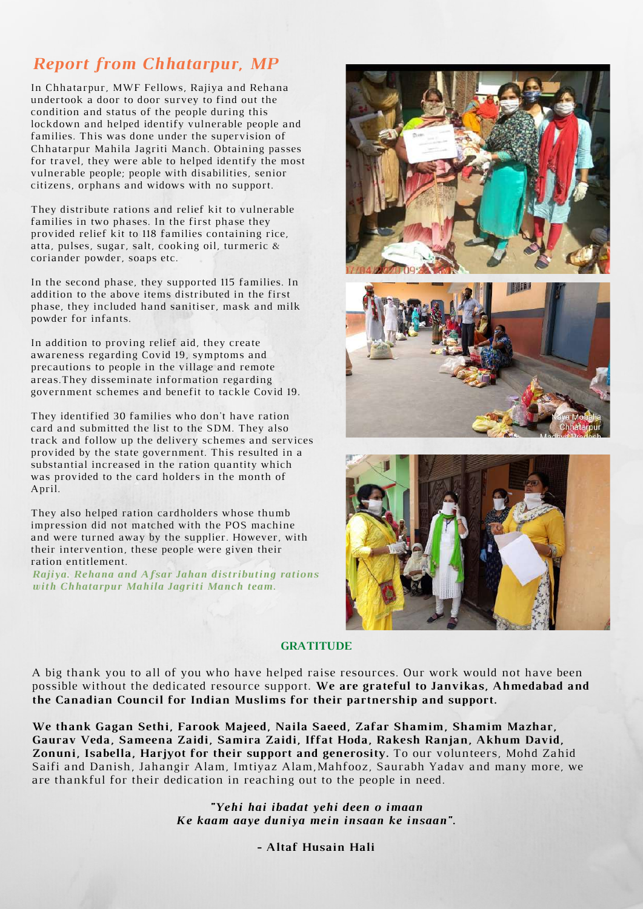## *Report from Chhatarpur, MP*

In Chhatarpur, MWF Fellows, Rajiya and Rehana undertook a door to door survey to find out the condition and status of the people during this lockdown and helped identify vulnerable people and families. This was done under the supervision of Chhatarpur Mahila Jagriti Manch. Obtaining passes for travel, they were able to helped identify the most vulnerable people; people with disabilities, senior citizens, orphans and widows with no support.

They distribute rations and relief kit to vulnerable families in two phases. In the first phase they provided relief kit to 118 families containing rice, atta, pulses, sugar, salt, cooking oil, turmeric & coriander powder, soaps etc.

In the second phase, they supported 115 families. In addition to the above items distributed in the first phase, they included hand sanitiser, mask and milk powder for infants.

In addition to proving relief aid, they create awareness regarding Covid 19, symptoms and precautions to people in the village and remote areas.They disseminate information regarding government schemes and benefit to tackle Covid 19.

They identified 30 families who don't have ration card and submitted the list to the SDM. They also track and follow up the delivery schemes and services provided by the state government. This resulted in a substantial increased in the ration quantity which was provided to the card holders in the month of April.

They also helped ration cardholders whose thumb impression did not matched with the POS machine and were turned away by the supplier. However, with their intervention, these people were given their ration entitlement.

*Rajiya. Rehana and Afsar Jahan distributing rations with Chhatarpur Mahila Jagriti Manch team.*

### GRATITUDE

A big thank you to all of you who have helped raise resources. Our work would not have been possible without the dedicated resource support. **We are grateful to Janvikas, Ahmedabad and the Canadian Council for Indian Muslims for their partnership and support.**

**We thank Gagan Sethi, Farook Majeed, Naila Saeed, Zafar Shamim, Shamim Mazhar, Gaurav Veda, Sameena Zaidi, Samira Zaidi, Iffat Hoda, Rakesh Ranjan, Akhum David, Zonuni, Isabella, Harjyot for their support and generosity.** To our volunteers, Mohd Zahid Saifi and Danish, Jahangir Alam, Imtiyaz Alam,Mahfooz, Saurabh Yadav and many more, we are thankful for their dedication in reaching out to the people in need.

***"Yehi hai ibadat yehi deen o imaan***
***Ke kaam aaye duniya mein insaan ke insaan".***

**- Altaf Husain Hali**